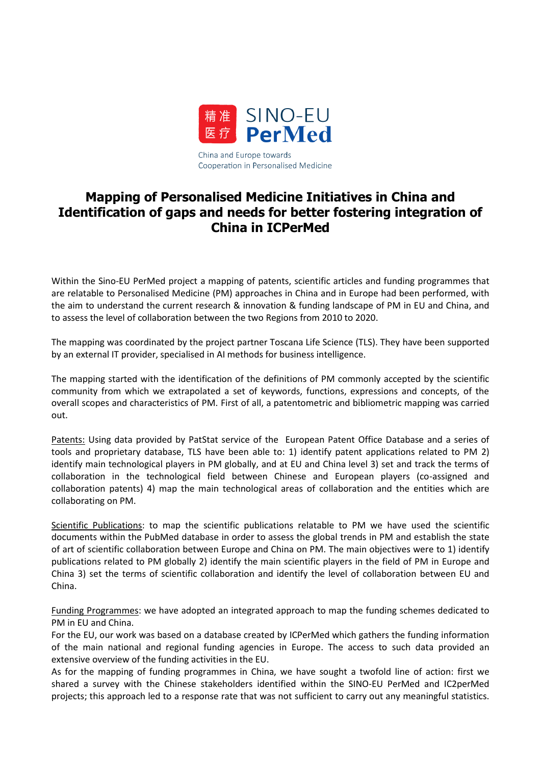精准
医疗

SINO-EU
**PerMed**

China and Europe towards
Cooperation in Personalised Medicine

# Mapping of Personalised Medicine Initiatives in China and Identification of gaps and needs for better fostering integration of China in ICPerMed

Within the Sino-EU PerMed project a mapping of patents, scientific articles and funding programmes that are relatable to Personalised Medicine (PM) approaches in China and in Europe had been performed, with the aim to understand the current research & innovation & funding landscape of PM in EU and China, and to assess the level of collaboration between the two Regions from 2010 to 2020.

The mapping was coordinated by the project partner Toscana Life Science (TLS). They have been supported by an external IT provider, specialised in AI methods for business intelligence.

The mapping started with the identification of the definitions of PM commonly accepted by the scientific community from which we extrapolated a set of keywords, functions, expressions and concepts, of the overall scopes and characteristics of PM. First of all, a patentometric and bibliometric mapping was carried out.

Patents: Using data provided by PatStat service of the European Patent Office Database and a series of tools and proprietary database, TLS have been able to: 1) identify patent applications related to PM 2) identify main technological players in PM globally, and at EU and China level 3) set and track the terms of collaboration in the technological field between Chinese and European players (co-assigned and collaboration patents) 4) map the main technological areas of collaboration and the entities which are collaborating on PM.

Scientific Publications: to map the scientific publications relatable to PM we have used the scientific documents within the PubMed database in order to assess the global trends in PM and establish the state of art of scientific collaboration between Europe and China on PM. The main objectives were to 1) identify publications related to PM globally 2) identify the main scientific players in the field of PM in Europe and China 3) set the terms of scientific collaboration and identify the level of collaboration between EU and China.

Funding Programmes: we have adopted an integrated approach to map the funding schemes dedicated to PM in EU and China.
For the EU, our work was based on a database created by ICPerMed which gathers the funding information of the main national and regional funding agencies in Europe. The access to such data provided an extensive overview of the funding activities in the EU.
As for the mapping of funding programmes in China, we have sought a twofold line of action: first we shared a survey with the Chinese stakeholders identified within the SINO-EU PerMed and IC2perMed projects; this approach led to a response rate that was not sufficient to carry out any meaningful statistics.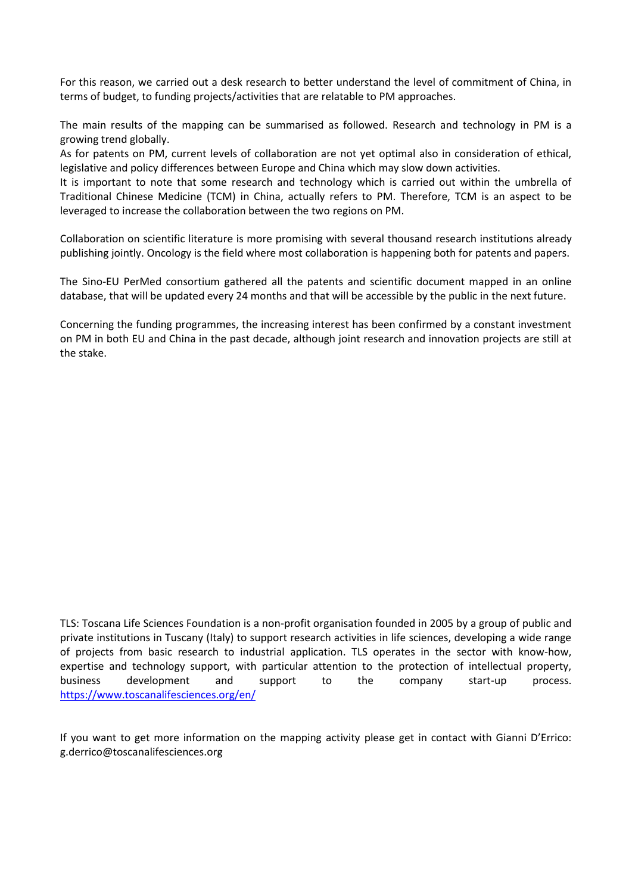For this reason, we carried out a desk research to better understand the level of commitment of China, in terms of budget, to funding projects/activities that are relatable to PM approaches.

The main results of the mapping can be summarised as followed. Research and technology in PM is a growing trend globally.
As for patents on PM, current levels of collaboration are not yet optimal also in consideration of ethical, legislative and policy differences between Europe and China which may slow down activities.
It is important to note that some research and technology which is carried out within the umbrella of Traditional Chinese Medicine (TCM) in China, actually refers to PM. Therefore, TCM is an aspect to be leveraged to increase the collaboration between the two regions on PM.

Collaboration on scientific literature is more promising with several thousand research institutions already publishing jointly. Oncology is the field where most collaboration is happening both for patents and papers.

The Sino-EU PerMed consortium gathered all the patents and scientific document mapped in an online database, that will be updated every 24 months and that will be accessible by the public in the next future.

Concerning the funding programmes, the increasing interest has been confirmed by a constant investment on PM in both EU and China in the past decade, although joint research and innovation projects are still at the stake.

TLS: Toscana Life Sciences Foundation is a non-profit organisation founded in 2005 by a group of public and private institutions in Tuscany (Italy) to support research activities in life sciences, developing a wide range of projects from basic research to industrial application. TLS operates in the sector with know-how, expertise and technology support, with particular attention to the protection of intellectual property, business development and support to the company start-up process. https://www.toscanalifesciences.org/en/

If you want to get more information on the mapping activity please get in contact with Gianni D'Errico: g.derrico@toscanalifesciences.org